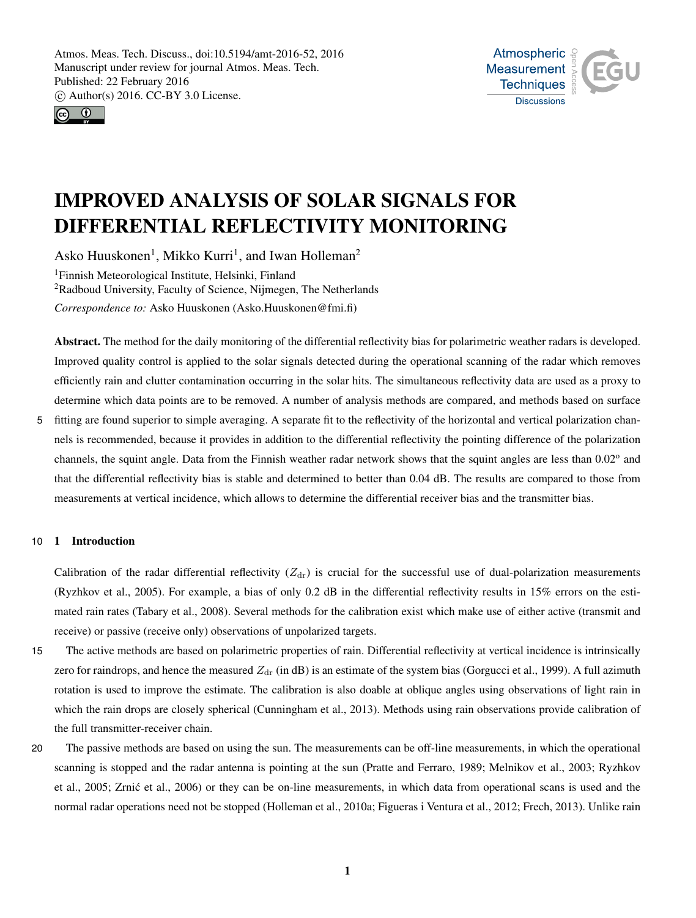# IMPROVED ANALYSIS OF SOLAR SIGNALS FOR DIFFERENTIAL REFLECTIVITY MONITORING

Asko Huuskonen[1], Mikko Kurri[1], and Iwan Holleman[2]

[1]Finnish Meteorological Institute, Helsinki, Finland

[2]Radboud University, Faculty of Science, Nijmegen, The Netherlands

*Correspondence to:* Asko Huuskonen (Asko.Huuskonen@fmi.fi)

**Abstract.** The method for the daily monitoring of the differential reflectivity bias for polarimetric weather radars is developed. Improved quality control is applied to the solar signals detected during the operational scanning of the radar which removes efficiently rain and clutter contamination occurring in the solar hits. The simultaneous reflectivity data are used as a proxy to determine which data points are to be removed. A number of analysis methods are compared, and methods based on surface fitting are found superior to simple averaging. A separate fit to the reflectivity of the horizontal and vertical polarization channels is recommended, because it provides in addition to the differential reflectivity the pointing difference of the polarization channels, the squint angle. Data from the Finnish weather radar network shows that the squint angles are less than 0.02° and that the differential reflectivity bias is stable and determined to better than 0.04 dB. The results are compared to those from measurements at vertical incidence, which allows to determine the differential receiver bias and the transmitter bias.

## 1 Introduction

Calibration of the radar differential reflectivity ($Z_{\mathrm{dr}}$) is crucial for the successful use of dual-polarization measurements (Ryzhkov et al., 2005). For example, a bias of only 0.2 dB in the differential reflectivity results in 15% errors on the estimated rain rates (Tabary et al., 2008). Several methods for the calibration exist which make use of either active (transmit and receive) or passive (receive only) observations of unpolarized targets.

The active methods are based on polarimetric properties of rain. Differential reflectivity at vertical incidence is intrinsically zero for raindrops, and hence the measured $Z_{\mathrm{dr}}$ (in dB) is an estimate of the system bias (Gorgucci et al., 1999). A full azimuth rotation is used to improve the estimate. The calibration is also doable at oblique angles using observations of light rain in which the rain drops are closely spherical (Cunningham et al., 2013). Methods using rain observations provide calibration of the full transmitter-receiver chain.

The passive methods are based on using the sun. The measurements can be off-line measurements, in which the operational scanning is stopped and the radar antenna is pointing at the sun (Pratte and Ferraro, 1989; Melnikov et al., 2003; Ryzhkov et al., 2005; Zrnić et al., 2006) or they can be on-line measurements, in which data from operational scans is used and the normal radar operations need not be stopped (Holleman et al., 2010a; Figueras i Ventura et al., 2012; Frech, 2013). Unlike rain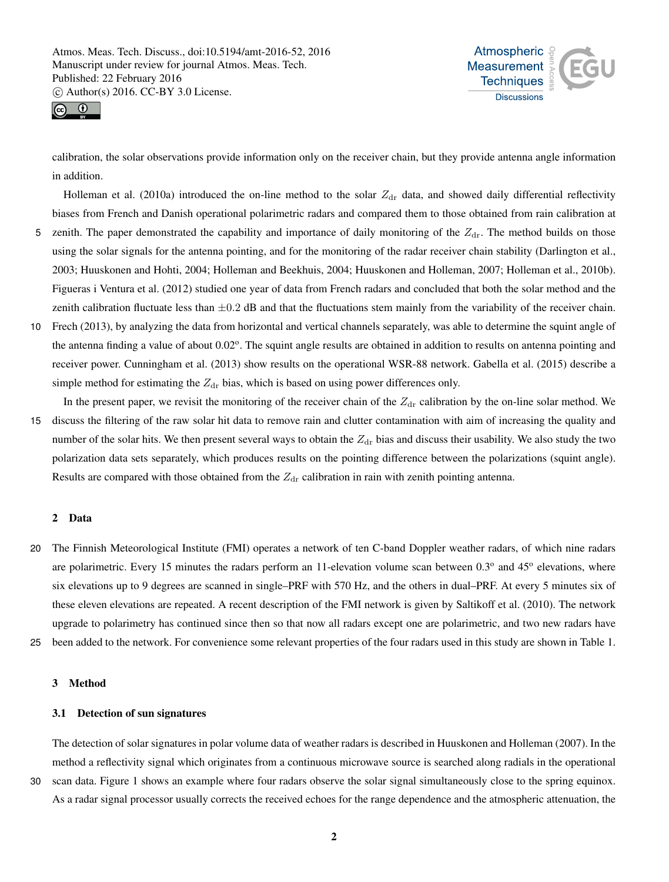calibration, the solar observations provide information only on the receiver chain, but they provide antenna angle information in addition.

Holleman et al. (2010a) introduced the on-line method to the solar $Z_{\mathrm{dr}}$ data, and showed daily differential reflectivity biases from French and Danish operational polarimetric radars and compared them to those obtained from rain calibration at zenith. The paper demonstrated the capability and importance of daily monitoring of the $Z_{\mathrm{dr}}$. The method builds on those using the solar signals for the antenna pointing, and for the monitoring of the radar receiver chain stability (Darlington et al., 2003; Huuskonen and Hohti, 2004; Holleman and Beekhuis, 2004; Huuskonen and Holleman, 2007; Holleman et al., 2010b). Figueras i Ventura et al. (2012) studied one year of data from French radars and concluded that both the solar method and the zenith calibration fluctuate less than $\pm 0.2$ dB and that the fluctuations stem mainly from the variability of the receiver chain. Frech (2013), by analyzing the data from horizontal and vertical channels separately, was able to determine the squint angle of the antenna finding a value of about 0.02$^{\mathrm{o}}$. The squint angle results are obtained in addition to results on antenna pointing and receiver power. Cunningham et al. (2013) show results on the operational WSR-88 network. Gabella et al. (2015) describe a simple method for estimating the $Z_{\mathrm{dr}}$ bias, which is based on using power differences only.

In the present paper, we revisit the monitoring of the receiver chain of the $Z_{\mathrm{dr}}$ calibration by the on-line solar method. We discuss the filtering of the raw solar hit data to remove rain and clutter contamination with aim of increasing the quality and number of the solar hits. We then present several ways to obtain the $Z_{\mathrm{dr}}$ bias and discuss their usability. We also study the two polarization data sets separately, which produces results on the pointing difference between the polarizations (squint angle). Results are compared with those obtained from the $Z_{\mathrm{dr}}$ calibration in rain with zenith pointing antenna.

## 2 Data

The Finnish Meteorological Institute (FMI) operates a network of ten C-band Doppler weather radars, of which nine radars are polarimetric. Every 15 minutes the radars perform an 11-elevation volume scan between 0.3$^{\mathrm{o}}$ and 45$^{\mathrm{o}}$ elevations, where six elevations up to 9 degrees are scanned in single–PRF with 570 Hz, and the others in dual–PRF. At every 5 minutes six of these eleven elevations are repeated. A recent description of the FMI network is given by Saltikoff et al. (2010). The network upgrade to polarimetry has continued since then so that now all radars except one are polarimetric, and two new radars have been added to the network. For convenience some relevant properties of the four radars used in this study are shown in Table 1.

## 3 Method

### 3.1 Detection of sun signatures

The detection of solar signatures in polar volume data of weather radars is described in Huuskonen and Holleman (2007). In the method a reflectivity signal which originates from a continuous microwave source is searched along radials in the operational scan data. Figure 1 shows an example where four radars observe the solar signal simultaneously close to the spring equinox. As a radar signal processor usually corrects the received echoes for the range dependence and the atmospheric attenuation, the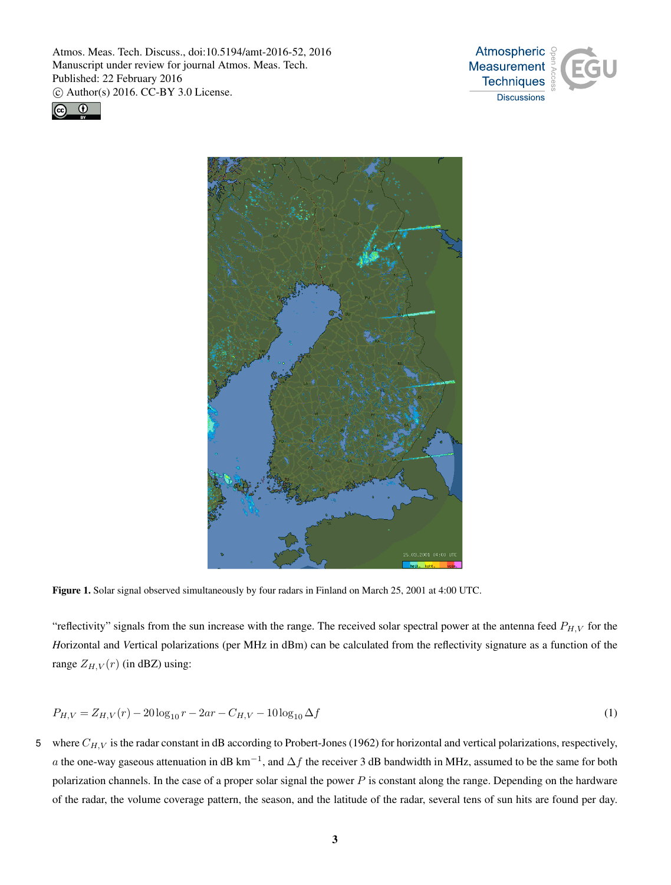**Figure 1.** Solar signal observed simultaneously by four radars in Finland on March 25, 2001 at 4:00 UTC.

"reflectivity" signals from the sun increase with the range. The received solar spectral power at the antenna feed $P_{H,V}$ for the *H*orizontal and *V*ertical polarizations (per MHz in dBm) can be calculated from the reflectivity signature as a function of the range $Z_{H,V}(r)$ (in dBZ) using:

$$P_{H,V} = Z_{H,V}(r) - 20\log_{10} r - 2ar - C_{H,V} - 10\log_{10} \Delta f \tag{1}$$

where $C_{H,V}$ is the radar constant in dB according to Probert-Jones (1962) for horizontal and vertical polarizations, respectively, $a$ the one-way gaseous attenuation in dB km$^{-1}$, and $\Delta f$ the receiver 3 dB bandwidth in MHz, assumed to be the same for both polarization channels. In the case of a proper solar signal the power $P$ is constant along the range. Depending on the hardware of the radar, the volume coverage pattern, the season, and the latitude of the radar, several tens of sun hits are found per day.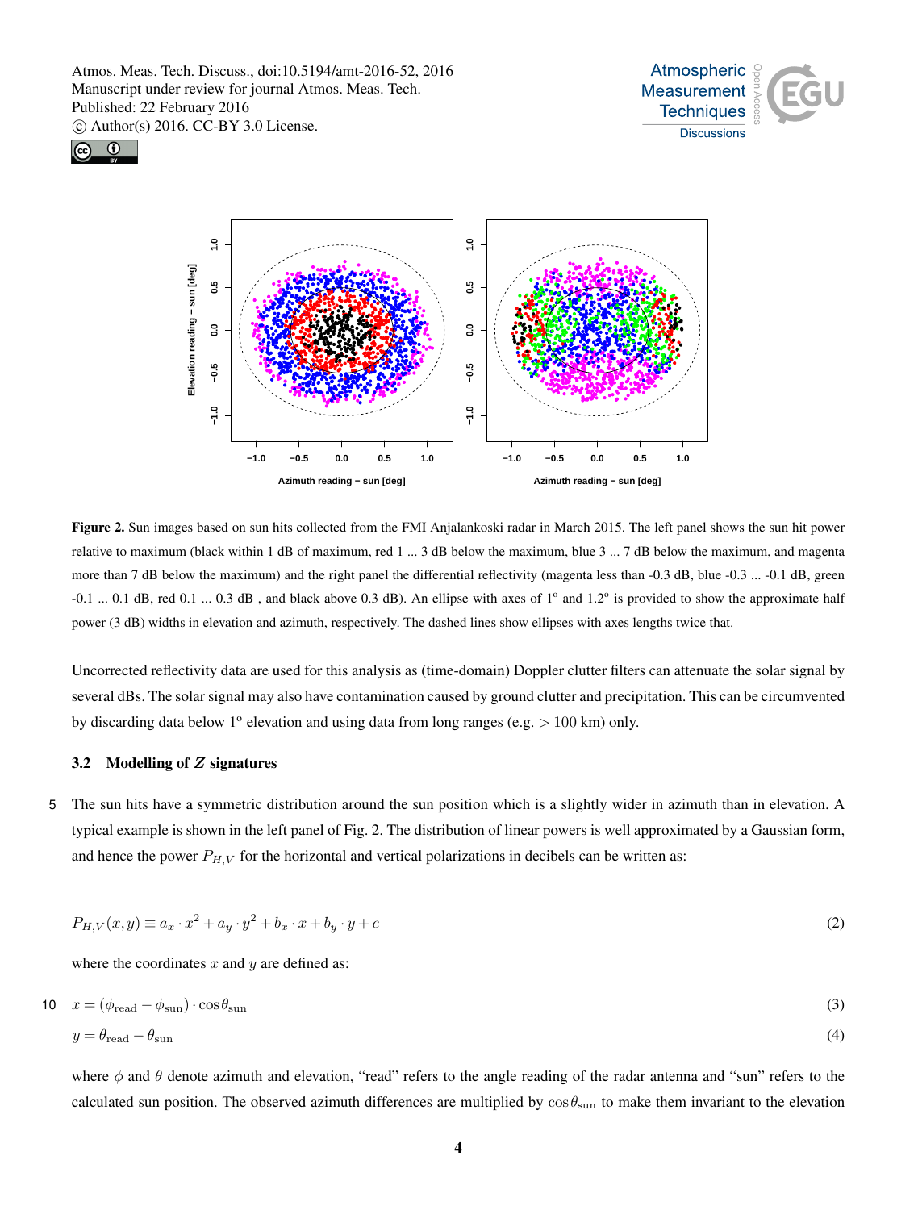**Figure 2.** Sun images based on sun hits collected from the FMI Anjalankoski radar in March 2015. The left panel shows the sun hit power relative to maximum (black within 1 dB of maximum, red 1 ... 3 dB below the maximum, blue 3 ... 7 dB below the maximum, and magenta more than 7 dB below the maximum) and the right panel the differential reflectivity (magenta less than -0.3 dB, blue -0.3 ... -0.1 dB, green -0.1 ... 0.1 dB, red 0.1 ... 0.3 dB , and black above 0.3 dB). An ellipse with axes of 1° and 1.2° is provided to show the approximate half power (3 dB) widths in elevation and azimuth, respectively. The dashed lines show ellipses with axes lengths twice that.

Uncorrected reflectivity data are used for this analysis as (time-domain) Doppler clutter filters can attenuate the solar signal by several dBs. The solar signal may also have contamination caused by ground clutter and precipitation. This can be circumvented by discarding data below 1° elevation and using data from long ranges (e.g. > 100 km) only.

### 3.2 Modelling of $Z$ signatures

The sun hits have a symmetric distribution around the sun position which is a slightly wider in azimuth than in elevation. A typical example is shown in the left panel of Fig. 2. The distribution of linear powers is well approximated by a Gaussian form, and hence the power $P_{H,V}$ for the horizontal and vertical polarizations in decibels can be written as:

$$P_{H,V}(x,y) \equiv a_x \cdot x^2 + a_y \cdot y^2 + b_x \cdot x + b_y \cdot y + c \tag{2}$$

where the coordinates $x$ and $y$ are defined as:

$$x = (\phi_{\mathrm{read}} - \phi_{\mathrm{sun}}) \cdot \cos\theta_{\mathrm{sun}} \tag{3}$$

$$y = \theta_{\mathrm{read}} - \theta_{\mathrm{sun}} \tag{4}$$

where $\phi$ and $\theta$ denote azimuth and elevation, "read" refers to the angle reading of the radar antenna and "sun" refers to the calculated sun position. The observed azimuth differences are multiplied by $\cos\theta_{\mathrm{sun}}$ to make them invariant to the elevation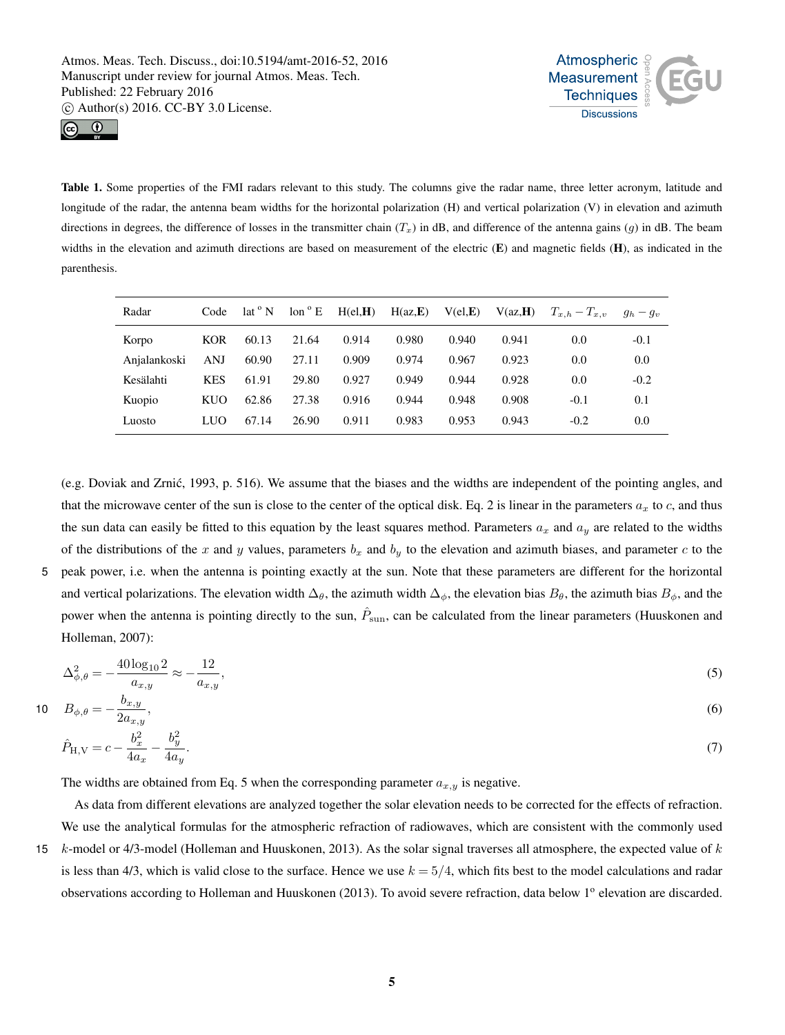**Table 1.** Some properties of the FMI radars relevant to this study. The columns give the radar name, three letter acronym, latitude and longitude of the radar, the antenna beam widths for the horizontal polarization (H) and vertical polarization (V) in elevation and azimuth directions in degrees, the difference of losses in the transmitter chain ($T_x$) in dB, and difference of the antenna gains ($g$) in dB. The beam widths in the elevation and azimuth directions are based on measurement of the electric (**E**) and magnetic fields (**H**), as indicated in the parenthesis.

| Radar | Code | lat ° N | lon ° E | H(el,**H**) | H(az,**E**) | V(el,**E**) | V(az,**H**) | $T_{x,h} - T_{x,v}$ | $g_h - g_v$ |
|---|---|---|---|---|---|---|---|---|---|
| Korpo | KOR | 60.13 | 21.64 | 0.914 | 0.980 | 0.940 | 0.941 | 0.0 | -0.1 |
| Anjalankoski | ANJ | 60.90 | 27.11 | 0.909 | 0.974 | 0.967 | 0.923 | 0.0 | 0.0 |
| Kesälahti | KES | 61.91 | 29.80 | 0.927 | 0.949 | 0.944 | 0.928 | 0.0 | -0.2 |
| Kuopio | KUO | 62.86 | 27.38 | 0.916 | 0.944 | 0.948 | 0.908 | -0.1 | 0.1 |
| Luosto | LUO | 67.14 | 26.90 | 0.911 | 0.983 | 0.953 | 0.943 | -0.2 | 0.0 |

(e.g. Doviak and Zrnić, 1993, p. 516). We assume that the biases and the widths are independent of the pointing angles, and that the microwave center of the sun is close to the center of the optical disk. Eq. 2 is linear in the parameters $a_x$ to $c$, and thus the sun data can easily be fitted to this equation by the least squares method. Parameters $a_x$ and $a_y$ are related to the widths of the distributions of the $x$ and $y$ values, parameters $b_x$ and $b_y$ to the elevation and azimuth biases, and parameter $c$ to the peak power, i.e. when the antenna is pointing exactly at the sun. Note that these parameters are different for the horizontal and vertical polarizations. The elevation width $\Delta_\theta$, the azimuth width $\Delta_\phi$, the elevation bias $B_\theta$, the azimuth bias $B_\phi$, and the power when the antenna is pointing directly to the sun, $\hat{P}_{\text{sun}}$, can be calculated from the linear parameters (Huuskonen and Holleman, 2007):

$$\Delta^2_{\phi,\theta} = -\frac{40\log_{10}2}{a_{x,y}} \approx -\frac{12}{a_{x,y}}, \tag{5}$$

$$B_{\phi,\theta} = -\frac{b_{x,y}}{2a_{x,y}}, \tag{6}$$

$$\hat{P}_{\text{H,V}} = c - \frac{b_x^2}{4a_x} - \frac{b_y^2}{4a_y}. \tag{7}$$

The widths are obtained from Eq. 5 when the corresponding parameter $a_{x,y}$ is negative.

As data from different elevations are analyzed together the solar elevation needs to be corrected for the effects of refraction. We use the analytical formulas for the atmospheric refraction of radiowaves, which are consistent with the commonly used $k$-model or 4/3-model (Holleman and Huuskonen, 2013). As the solar signal traverses all atmosphere, the expected value of $k$ is less than 4/3, which is valid close to the surface. Hence we use $k = 5/4$, which fits best to the model calculations and radar observations according to Holleman and Huuskonen (2013). To avoid severe refraction, data below 1° elevation are discarded.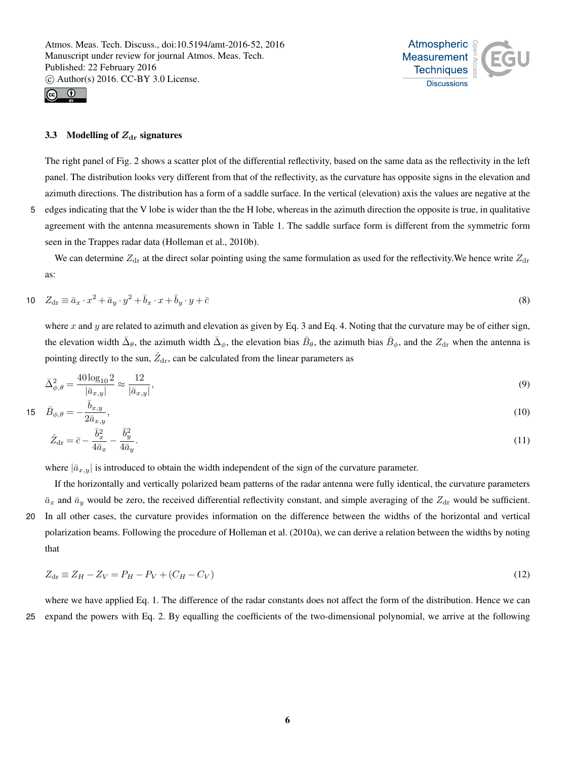### 3.3 Modelling of $Z_{\mathrm{dr}}$ signatures

The right panel of Fig. 2 shows a scatter plot of the differential reflectivity, based on the same data as the reflectivity in the left panel. The distribution looks very different from that of the reflectivity, as the curvature has opposite signs in the elevation and azimuth directions. The distribution has a form of a saddle surface. In the vertical (elevation) axis the values are negative at the edges indicating that the V lobe is wider than the the H lobe, whereas in the azimuth direction the opposite is true, in qualitative agreement with the antenna measurements shown in Table 1. The saddle surface form is different from the symmetric form seen in the Trappes radar data (Holleman et al., 2010b).

We can determine $Z_{\mathrm{dr}}$ at the direct solar pointing using the same formulation as used for the reflectivity.We hence write $Z_{\mathrm{dr}}$ as:

$$Z_{\mathrm{dr}} \equiv \bar{a}_x \cdot x^2 + \bar{a}_y \cdot y^2 + \bar{b}_x \cdot x + \bar{b}_y \cdot y + \bar{c} \tag{8}$$

where $x$ and $y$ are related to azimuth and elevation as given by Eq. 3 and Eq. 4. Noting that the curvature may be of either sign, the elevation width $\bar{\Delta}_\theta$, the azimuth width $\bar{\Delta}_\phi$, the elevation bias $\bar{B}_\theta$, the azimuth bias $\bar{B}_\phi$, and the $Z_{\mathrm{dr}}$ when the antenna is pointing directly to the sun, $\hat{Z}_{\mathrm{dr}}$, can be calculated from the linear parameters as

$$\bar{\Delta}^2_{\phi,\theta} = \frac{40\log_{10}2}{|\bar{a}_{x,y}|} \approx \frac{12}{|\bar{a}_{x,y}|}, \tag{9}$$

$$\bar{B}_{\phi,\theta} = -\frac{\bar{b}_{x,y}}{2\bar{a}_{x,y}}, \tag{10}$$

$$\hat{Z}_{\mathrm{dr}} = \bar{c} - \frac{\bar{b}_x^2}{4\bar{a}_x} - \frac{\bar{b}_y^2}{4\bar{a}_y}. \tag{11}$$

where $|\bar{a}_{x,y}|$ is introduced to obtain the width independent of the sign of the curvature parameter.

If the horizontally and vertically polarized beam patterns of the radar antenna were fully identical, the curvature parameters $\bar{a}_x$ and $\bar{a}_y$ would be zero, the received differential reflectivity constant, and simple averaging of the $Z_{\mathrm{dr}}$ would be sufficient. In all other cases, the curvature provides information on the difference between the widths of the horizontal and vertical polarization beams. Following the procedure of Holleman et al. (2010a), we can derive a relation between the widths by noting that

$$Z_{\mathrm{dr}} \equiv Z_H - Z_V = P_H - P_V + (C_H - C_V) \tag{12}$$

where we have applied Eq. 1. The difference of the radar constants does not affect the form of the distribution. Hence we can expand the powers with Eq. 2. By equalling the coefficients of the two-dimensional polynomial, we arrive at the following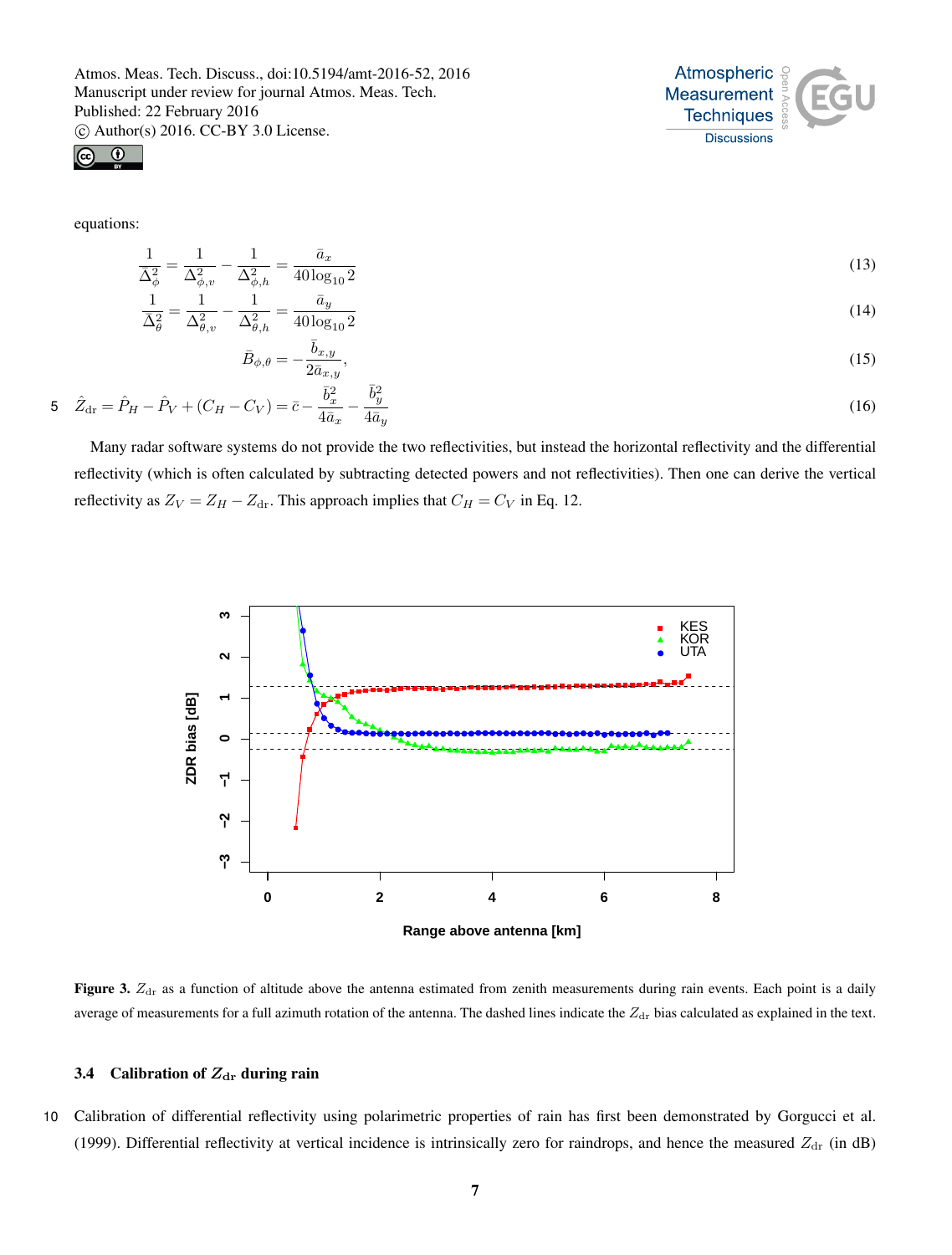equations:

$$\frac{1}{\bar{\Delta}_\phi^2} = \frac{1}{\Delta_{\phi,v}^2} - \frac{1}{\Delta_{\phi,h}^2} = \frac{\bar{a}_x}{40\log_{10}2} \tag{13}$$

$$\frac{1}{\bar{\Delta}_\theta^2} = \frac{1}{\Delta_{\theta,v}^2} - \frac{1}{\Delta_{\theta,h}^2} = \frac{\bar{a}_y}{40\log_{10}2} \tag{14}$$

$$\bar{B}_{\phi,\theta} = -\frac{\bar{b}_{x,y}}{2\bar{a}_{x,y}}, \tag{15}$$

$$\hat{Z}_{\rm dr} = \hat{P}_H - \hat{P}_V + (C_H - C_V) = \bar{c} - \frac{\bar{b}_x^2}{4\bar{a}_x} - \frac{\bar{b}_y^2}{4\bar{a}_y} \tag{16}$$

Many radar software systems do not provide the two reflectivities, but instead the horizontal reflectivity and the differential reflectivity (which is often calculated by subtracting detected powers and not reflectivities). Then one can derive the vertical reflectivity as $Z_V = Z_H - Z_{\rm dr}$. This approach implies that $C_H = C_V$ in Eq. 12.

**Figure 3.** $Z_{\rm dr}$ as a function of altitude above the antenna estimated from zenith measurements during rain events. Each point is a daily average of measurements for a full azimuth rotation of the antenna. The dashed lines indicate the $Z_{\rm dr}$ bias calculated as explained in the text.

### 3.4 Calibration of $Z_{\rm dr}$ during rain

Calibration of differential reflectivity using polarimetric properties of rain has first been demonstrated by Gorgucci et al. (1999). Differential reflectivity at vertical incidence is intrinsically zero for raindrops, and hence the measured $Z_{\rm dr}$ (in dB)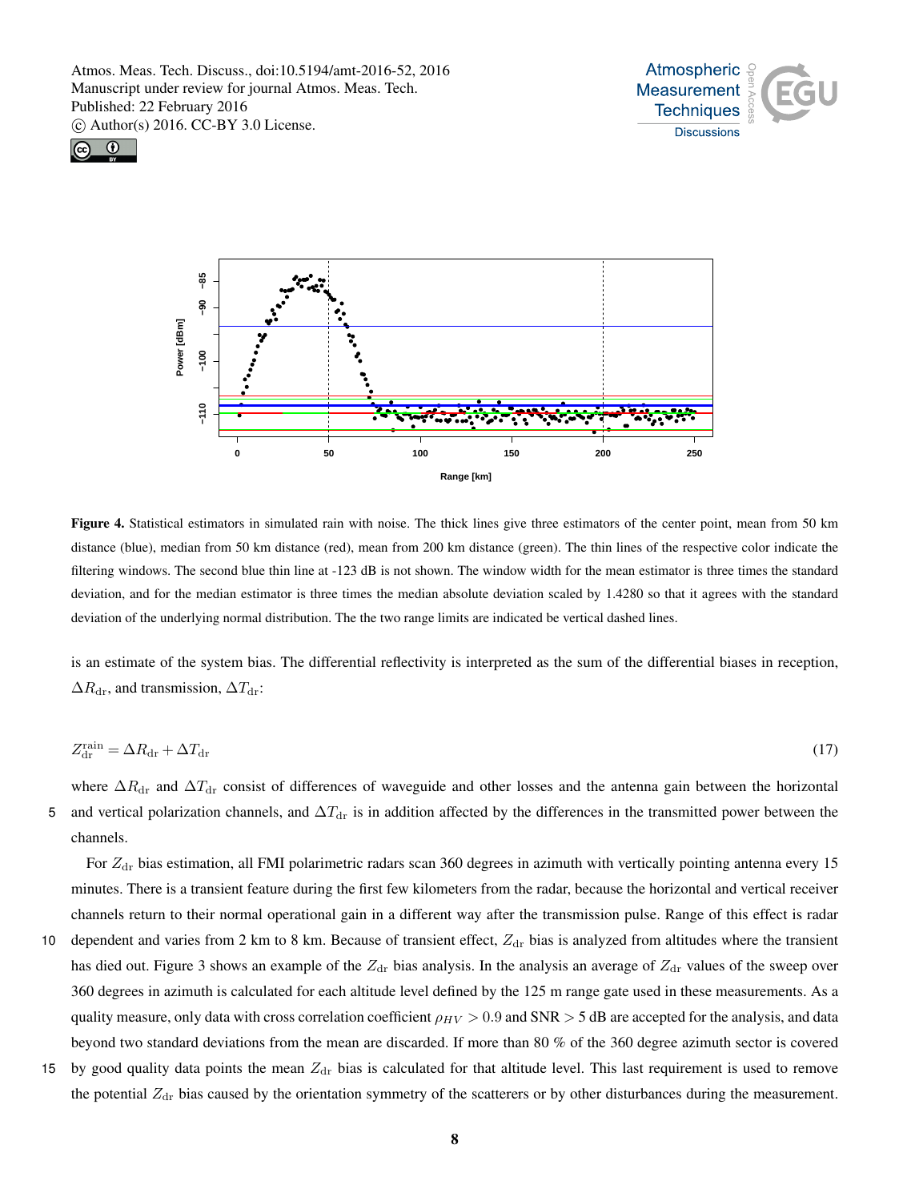**Figure 4.** Statistical estimators in simulated rain with noise. The thick lines give three estimators of the center point, mean from 50 km distance (blue), median from 50 km distance (red), mean from 200 km distance (green). The thin lines of the respective color indicate the filtering windows. The second blue thin line at -123 dB is not shown. The window width for the mean estimator is three times the standard deviation, and for the median estimator is three times the median absolute deviation scaled by 1.4280 so that it agrees with the standard deviation of the underlying normal distribution. The the two range limits are indicated be vertical dashed lines.

is an estimate of the system bias. The differential reflectivity is interpreted as the sum of the differential biases in reception, $\Delta R_{\mathrm{dr}}$, and transmission, $\Delta T_{\mathrm{dr}}$:

$$Z_{\mathrm{dr}}^{\mathrm{rain}} = \Delta R_{\mathrm{dr}} + \Delta T_{\mathrm{dr}} \tag{17}$$

where $\Delta R_{\mathrm{dr}}$ and $\Delta T_{\mathrm{dr}}$ consist of differences of waveguide and other losses and the antenna gain between the horizontal and vertical polarization channels, and $\Delta T_{\mathrm{dr}}$ is in addition affected by the differences in the transmitted power between the channels.

For $Z_{\mathrm{dr}}$ bias estimation, all FMI polarimetric radars scan 360 degrees in azimuth with vertically pointing antenna every 15 minutes. There is a transient feature during the first few kilometers from the radar, because the horizontal and vertical receiver channels return to their normal operational gain in a different way after the transmission pulse. Range of this effect is radar dependent and varies from 2 km to 8 km. Because of transient effect, $Z_{\mathrm{dr}}$ bias is analyzed from altitudes where the transient has died out. Figure 3 shows an example of the $Z_{\mathrm{dr}}$ bias analysis. In the analysis an average of $Z_{\mathrm{dr}}$ values of the sweep over 360 degrees in azimuth is calculated for each altitude level defined by the 125 m range gate used in these measurements. As a quality measure, only data with cross correlation coefficient $\rho_{HV} > 0.9$ and SNR $> 5$ dB are accepted for the analysis, and data beyond two standard deviations from the mean are discarded. If more than 80 % of the 360 degree azimuth sector is covered by good quality data points the mean $Z_{\mathrm{dr}}$ bias is calculated for that altitude level. This last requirement is used to remove the potential $Z_{\mathrm{dr}}$ bias caused by the orientation symmetry of the scatterers or by other disturbances during the measurement.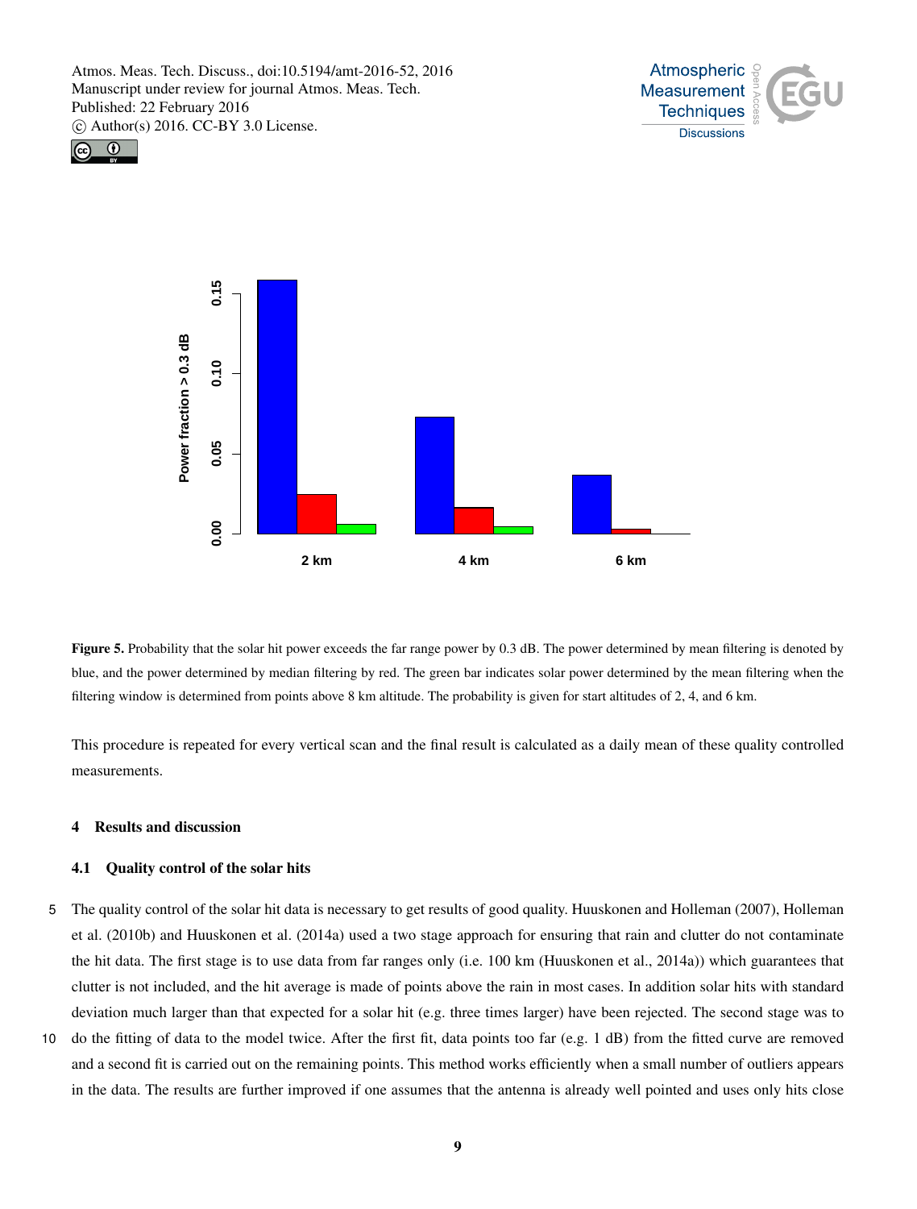**Figure 5.** Probability that the solar hit power exceeds the far range power by 0.3 dB. The power determined by mean filtering is denoted by blue, and the power determined by median filtering by red. The green bar indicates solar power determined by the mean filtering when the filtering window is determined from points above 8 km altitude. The probability is given for start altitudes of 2, 4, and 6 km.

This procedure is repeated for every vertical scan and the final result is calculated as a daily mean of these quality controlled measurements.

## 4 Results and discussion

### 4.1 Quality control of the solar hits

The quality control of the solar hit data is necessary to get results of good quality. Huuskonen and Holleman (2007), Holleman et al. (2010b) and Huuskonen et al. (2014a) used a two stage approach for ensuring that rain and clutter do not contaminate the hit data. The first stage is to use data from far ranges only (i.e. 100 km (Huuskonen et al., 2014a)) which guarantees that clutter is not included, and the hit average is made of points above the rain in most cases. In addition solar hits with standard deviation much larger than that expected for a solar hit (e.g. three times larger) have been rejected. The second stage was to do the fitting of data to the model twice. After the first fit, data points too far (e.g. 1 dB) from the fitted curve are removed and a second fit is carried out on the remaining points. This method works efficiently when a small number of outliers appears in the data. The results are further improved if one assumes that the antenna is already well pointed and uses only hits close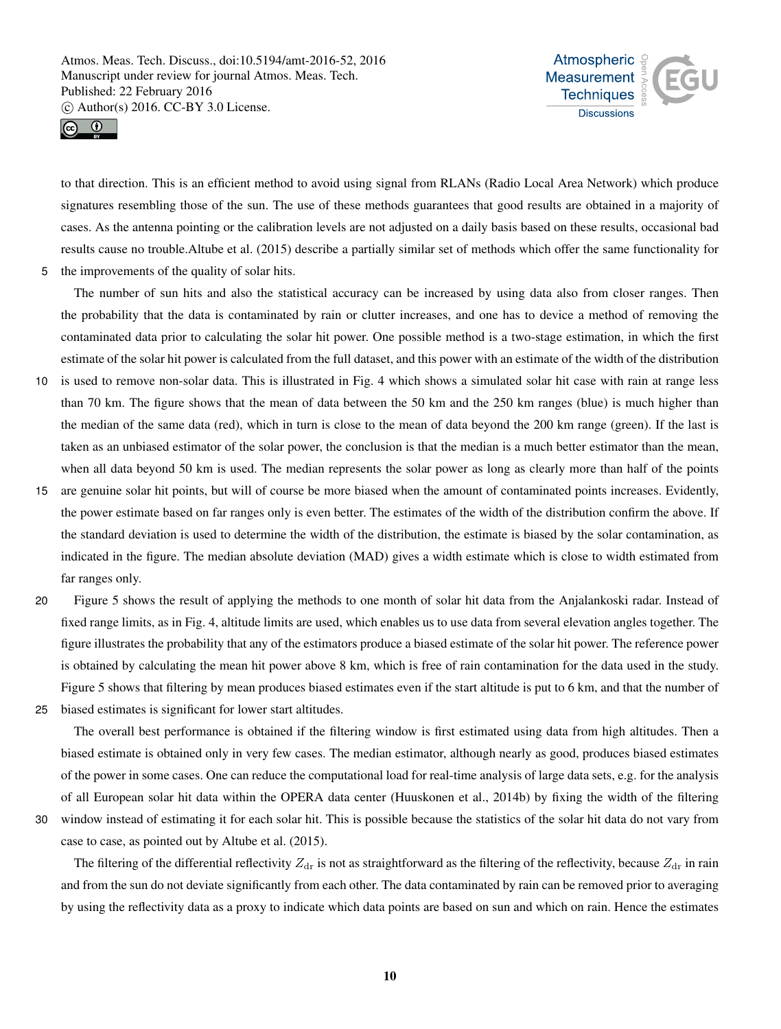to that direction. This is an efficient method to avoid using signal from RLANs (Radio Local Area Network) which produce signatures resembling those of the sun. The use of these methods guarantees that good results are obtained in a majority of cases. As the antenna pointing or the calibration levels are not adjusted on a daily basis based on these results, occasional bad results cause no trouble.Altube et al. (2015) describe a partially similar set of methods which offer the same functionality for the improvements of the quality of solar hits.

The number of sun hits and also the statistical accuracy can be increased by using data also from closer ranges. Then the probability that the data is contaminated by rain or clutter increases, and one has to device a method of removing the contaminated data prior to calculating the solar hit power. One possible method is a two-stage estimation, in which the first estimate of the solar hit power is calculated from the full dataset, and this power with an estimate of the width of the distribution is used to remove non-solar data. This is illustrated in Fig. 4 which shows a simulated solar hit case with rain at range less than 70 km. The figure shows that the mean of data between the 50 km and the 250 km ranges (blue) is much higher than the median of the same data (red), which in turn is close to the mean of data beyond the 200 km range (green). If the last is taken as an unbiased estimator of the solar power, the conclusion is that the median is a much better estimator than the mean, when all data beyond 50 km is used. The median represents the solar power as long as clearly more than half of the points are genuine solar hit points, but will of course be more biased when the amount of contaminated points increases. Evidently, the power estimate based on far ranges only is even better. The estimates of the width of the distribution confirm the above. If the standard deviation is used to determine the width of the distribution, the estimate is biased by the solar contamination, as indicated in the figure. The median absolute deviation (MAD) gives a width estimate which is close to width estimated from far ranges only.

Figure 5 shows the result of applying the methods to one month of solar hit data from the Anjalankoski radar. Instead of fixed range limits, as in Fig. 4, altitude limits are used, which enables us to use data from several elevation angles together. The figure illustrates the probability that any of the estimators produce a biased estimate of the solar hit power. The reference power is obtained by calculating the mean hit power above 8 km, which is free of rain contamination for the data used in the study. Figure 5 shows that filtering by mean produces biased estimates even if the start altitude is put to 6 km, and that the number of biased estimates is significant for lower start altitudes.

The overall best performance is obtained if the filtering window is first estimated using data from high altitudes. Then a biased estimate is obtained only in very few cases. The median estimator, although nearly as good, produces biased estimates of the power in some cases. One can reduce the computational load for real-time analysis of large data sets, e.g. for the analysis of all European solar hit data within the OPERA data center (Huuskonen et al., 2014b) by fixing the width of the filtering window instead of estimating it for each solar hit. This is possible because the statistics of the solar hit data do not vary from case to case, as pointed out by Altube et al. (2015).

The filtering of the differential reflectivity $Z_{\mathrm{dr}}$ is not as straightforward as the filtering of the reflectivity, because $Z_{\mathrm{dr}}$ in rain and from the sun do not deviate significantly from each other. The data contaminated by rain can be removed prior to averaging by using the reflectivity data as a proxy to indicate which data points are based on sun and which on rain. Hence the estimates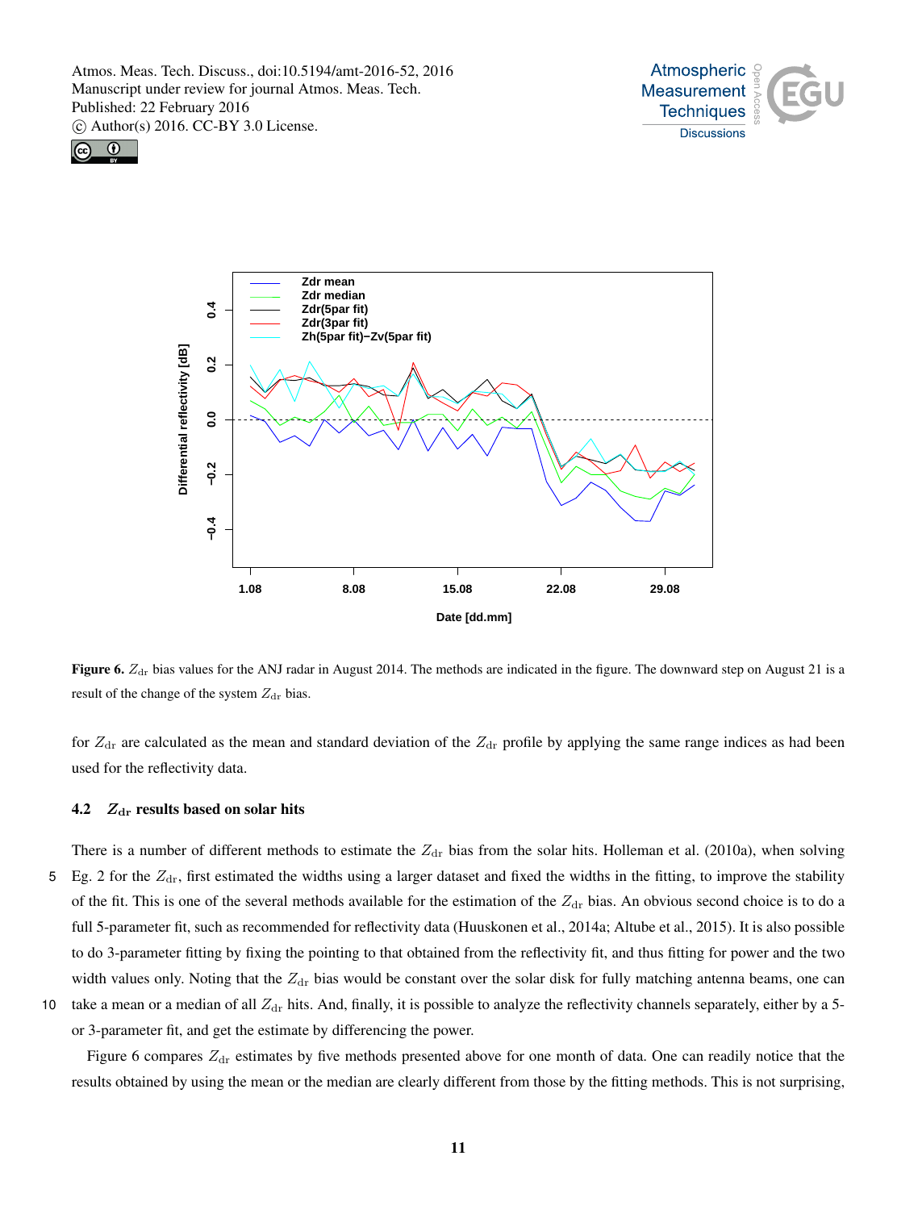**Figure 6.** $Z_{\rm dr}$ bias values for the ANJ radar in August 2014. The methods are indicated in the figure. The downward step on August 21 is a result of the change of the system $Z_{\rm dr}$ bias.

for $Z_{\rm dr}$ are calculated as the mean and standard deviation of the $Z_{\rm dr}$ profile by applying the same range indices as had been used for the reflectivity data.

### 4.2 $Z_{\rm dr}$ results based on solar hits

There is a number of different methods to estimate the $Z_{\rm dr}$ bias from the solar hits. Holleman et al. (2010a), when solving Eg. 2 for the $Z_{\rm dr}$, first estimated the widths using a larger dataset and fixed the widths in the fitting, to improve the stability of the fit. This is one of the several methods available for the estimation of the $Z_{\rm dr}$ bias. An obvious second choice is to do a full 5-parameter fit, such as recommended for reflectivity data (Huuskonen et al., 2014a; Altube et al., 2015). It is also possible to do 3-parameter fitting by fixing the pointing to that obtained from the reflectivity fit, and thus fitting for power and the two width values only. Noting that the $Z_{\rm dr}$ bias would be constant over the solar disk for fully matching antenna beams, one can take a mean or a median of all $Z_{\rm dr}$ hits. And, finally, it is possible to analyze the reflectivity channels separately, either by a 5- or 3-parameter fit, and get the estimate by differencing the power.

Figure 6 compares $Z_{\rm dr}$ estimates by five methods presented above for one month of data. One can readily notice that the results obtained by using the mean or the median are clearly different from those by the fitting methods. This is not surprising,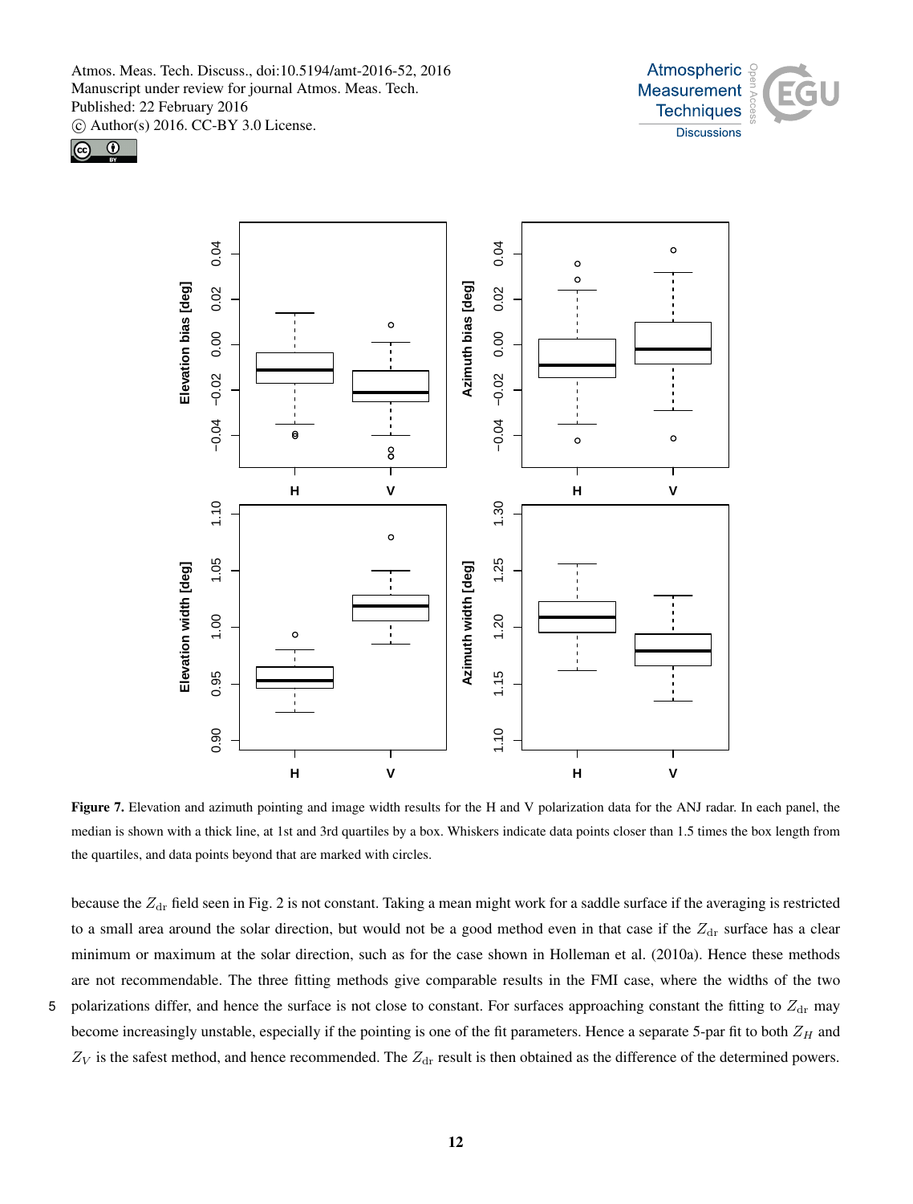**Figure 7.** Elevation and azimuth pointing and image width results for the H and V polarization data for the ANJ radar. In each panel, the median is shown with a thick line, at 1st and 3rd quartiles by a box. Whiskers indicate data points closer than 1.5 times the box length from the quartiles, and data points beyond that are marked with circles.

because the $Z_{\mathrm{dr}}$ field seen in Fig. 2 is not constant. Taking a mean might work for a saddle surface if the averaging is restricted to a small area around the solar direction, but would not be a good method even in that case if the $Z_{\mathrm{dr}}$ surface has a clear minimum or maximum at the solar direction, such as for the case shown in Holleman et al. (2010a). Hence these methods are not recommendable. The three fitting methods give comparable results in the FMI case, where the widths of the two polarizations differ, and hence the surface is not close to constant. For surfaces approaching constant the fitting to $Z_{\mathrm{dr}}$ may become increasingly unstable, especially if the pointing is one of the fit parameters. Hence a separate 5-par fit to both $Z_H$ and $Z_V$ is the safest method, and hence recommended. The $Z_{\mathrm{dr}}$ result is then obtained as the difference of the determined powers.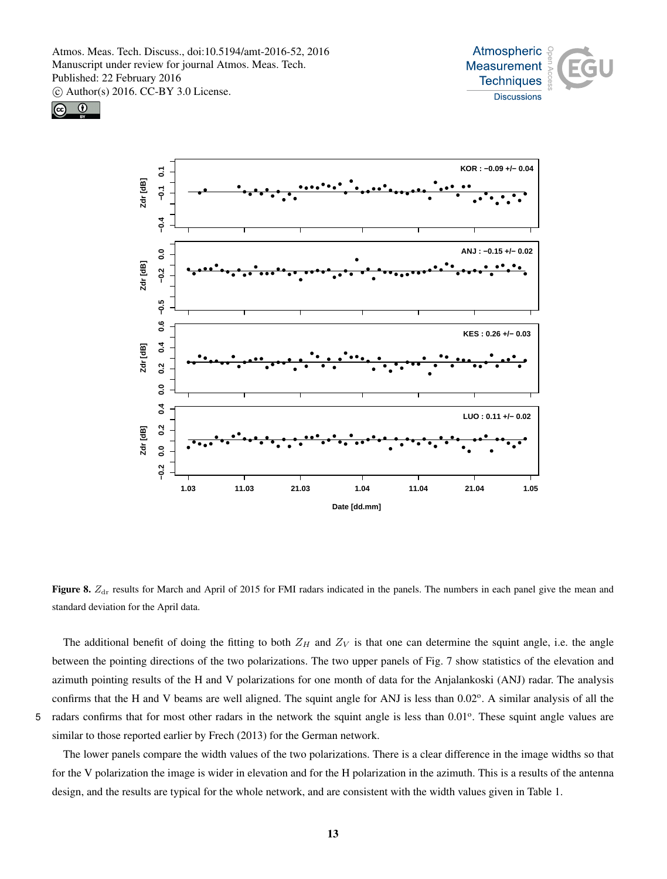**Figure 8.** $Z_{\mathrm{dr}}$ results for March and April of 2015 for FMI radars indicated in the panels. The numbers in each panel give the mean and standard deviation for the April data.

The additional benefit of doing the fitting to both $Z_H$ and $Z_V$ is that one can determine the squint angle, i.e. the angle between the pointing directions of the two polarizations. The two upper panels of Fig. 7 show statistics of the elevation and azimuth pointing results of the H and V polarizations for one month of data for the Anjalankoski (ANJ) radar. The analysis confirms that the H and V beams are well aligned. The squint angle for ANJ is less than 0.02°. A similar analysis of all the radars confirms that for most other radars in the network the squint angle is less than 0.01°. These squint angle values are similar to those reported earlier by Frech (2013) for the German network.

The lower panels compare the width values of the two polarizations. There is a clear difference in the image widths so that for the V polarization the image is wider in elevation and for the H polarization in the azimuth. This is a results of the antenna design, and the results are typical for the whole network, and are consistent with the width values given in Table 1.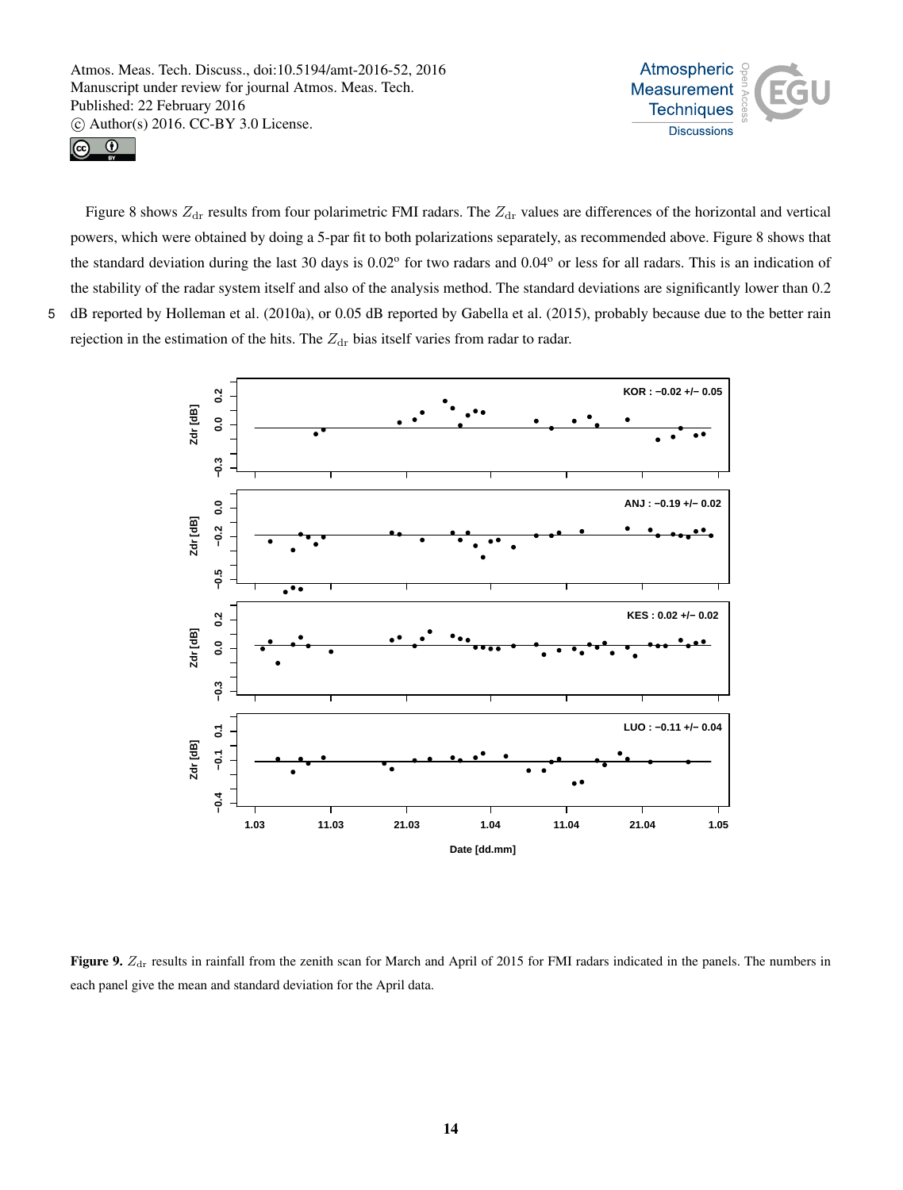Figure 8 shows $Z_{\rm dr}$ results from four polarimetric FMI radars. The $Z_{\rm dr}$ values are differences of the horizontal and vertical powers, which were obtained by doing a 5-par fit to both polarizations separately, as recommended above. Figure 8 shows that the standard deviation during the last 30 days is 0.02$^{\rm o}$ for two radars and 0.04$^{\rm o}$ or less for all radars. This is an indication of the stability of the radar system itself and also of the analysis method. The standard deviations are significantly lower than 0.2 dB reported by Holleman et al. (2010a), or 0.05 dB reported by Gabella et al. (2015), probably because due to the better rain rejection in the estimation of the hits. The $Z_{\rm dr}$ bias itself varies from radar to radar.

**Figure 9.** $Z_{\rm dr}$ results in rainfall from the zenith scan for March and April of 2015 for FMI radars indicated in the panels. The numbers in each panel give the mean and standard deviation for the April data.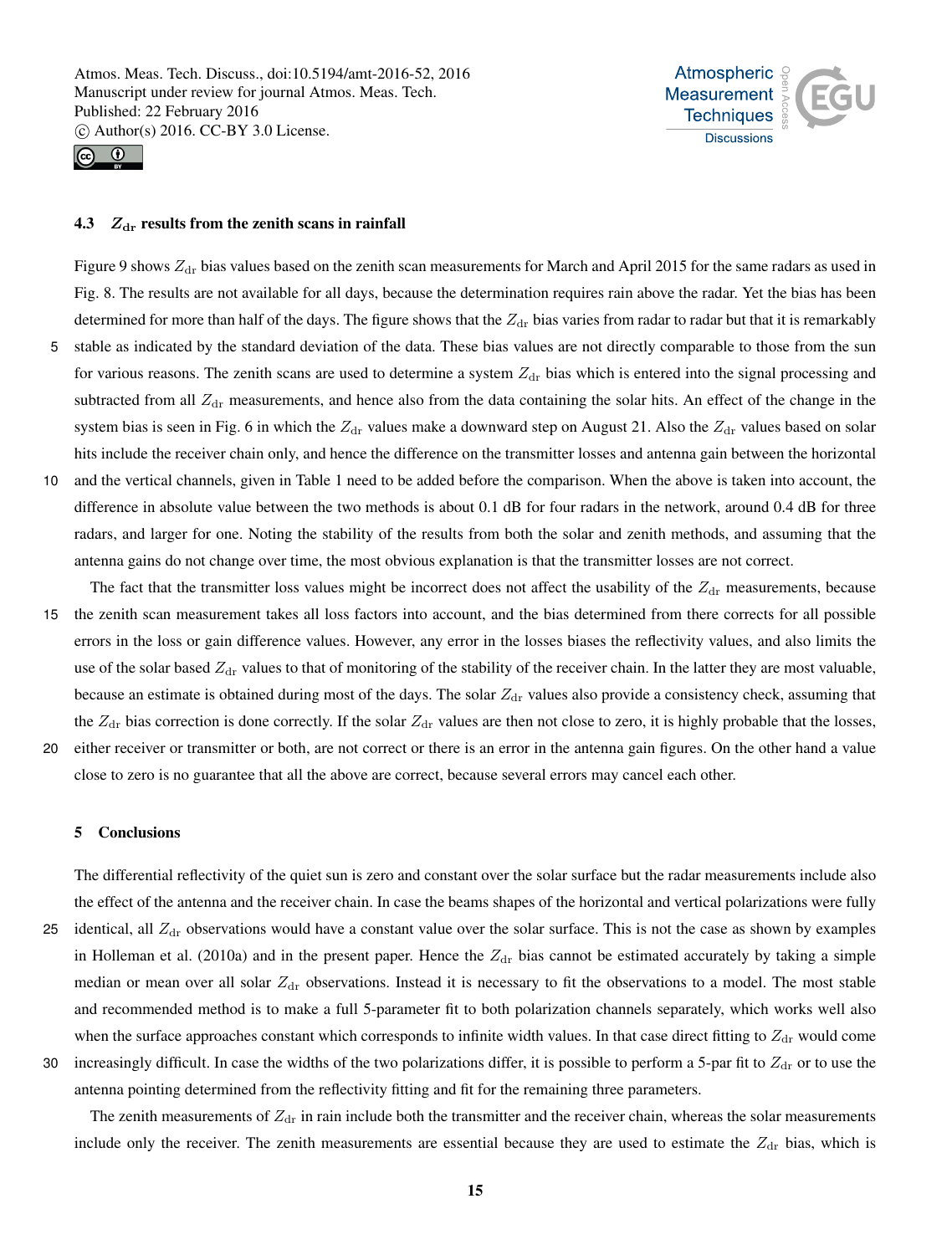### 4.3 $Z_{\rm dr}$ results from the zenith scans in rainfall

Figure 9 shows $Z_{\rm dr}$ bias values based on the zenith scan measurements for March and April 2015 for the same radars as used in Fig. 8. The results are not available for all days, because the determination requires rain above the radar. Yet the bias has been determined for more than half of the days. The figure shows that the $Z_{\rm dr}$ bias varies from radar to radar but that it is remarkably stable as indicated by the standard deviation of the data. These bias values are not directly comparable to those from the sun for various reasons. The zenith scans are used to determine a system $Z_{\rm dr}$ bias which is entered into the signal processing and subtracted from all $Z_{\rm dr}$ measurements, and hence also from the data containing the solar hits. An effect of the change in the system bias is seen in Fig. 6 in which the $Z_{\rm dr}$ values make a downward step on August 21. Also the $Z_{\rm dr}$ values based on solar hits include the receiver chain only, and hence the difference on the transmitter losses and antenna gain between the horizontal and the vertical channels, given in Table 1 need to be added before the comparison. When the above is taken into account, the difference in absolute value between the two methods is about 0.1 dB for four radars in the network, around 0.4 dB for three radars, and larger for one. Noting the stability of the results from both the solar and zenith methods, and assuming that the antenna gains do not change over time, the most obvious explanation is that the transmitter losses are not correct.

The fact that the transmitter loss values might be incorrect does not affect the usability of the $Z_{\rm dr}$ measurements, because the zenith scan measurement takes all loss factors into account, and the bias determined from there corrects for all possible errors in the loss or gain difference values. However, any error in the losses biases the reflectivity values, and also limits the use of the solar based $Z_{\rm dr}$ values to that of monitoring of the stability of the receiver chain. In the latter they are most valuable, because an estimate is obtained during most of the days. The solar $Z_{\rm dr}$ values also provide a consistency check, assuming that the $Z_{\rm dr}$ bias correction is done correctly. If the solar $Z_{\rm dr}$ values are then not close to zero, it is highly probable that the losses, either receiver or transmitter or both, are not correct or there is an error in the antenna gain figures. On the other hand a value close to zero is no guarantee that all the above are correct, because several errors may cancel each other.

## 5 Conclusions

The differential reflectivity of the quiet sun is zero and constant over the solar surface but the radar measurements include also the effect of the antenna and the receiver chain. In case the beams shapes of the horizontal and vertical polarizations were fully identical, all $Z_{\rm dr}$ observations would have a constant value over the solar surface. This is not the case as shown by examples in Holleman et al. (2010a) and in the present paper. Hence the $Z_{\rm dr}$ bias cannot be estimated accurately by taking a simple median or mean over all solar $Z_{\rm dr}$ observations. Instead it is necessary to fit the observations to a model. The most stable and recommended method is to make a full 5-parameter fit to both polarization channels separately, which works well also when the surface approaches constant which corresponds to infinite width values. In that case direct fitting to $Z_{\rm dr}$ would come increasingly difficult. In case the widths of the two polarizations differ, it is possible to perform a 5-par fit to $Z_{\rm dr}$ or to use the antenna pointing determined from the reflectivity fitting and fit for the remaining three parameters.

The zenith measurements of $Z_{\rm dr}$ in rain include both the transmitter and the receiver chain, whereas the solar measurements include only the receiver. The zenith measurements are essential because they are used to estimate the $Z_{\rm dr}$ bias, which is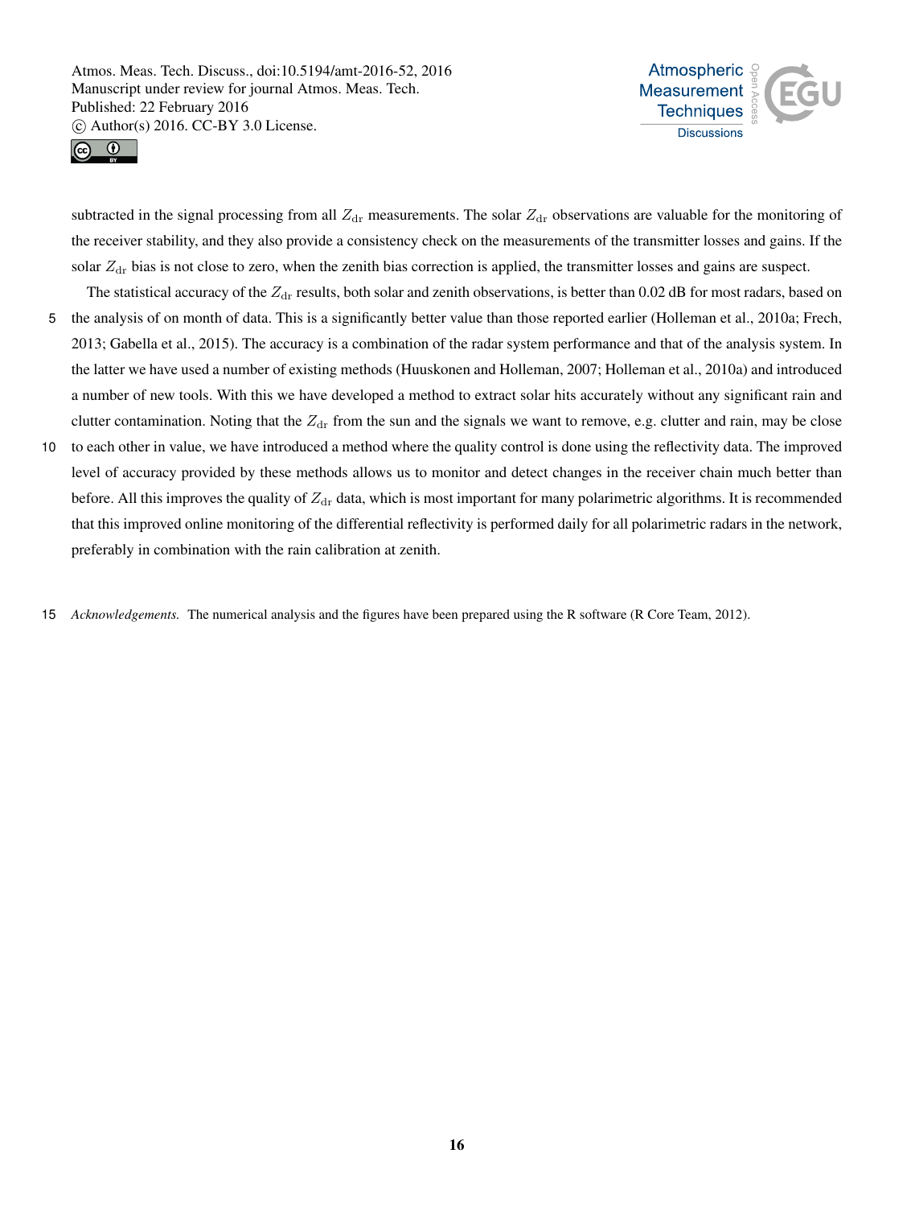subtracted in the signal processing from all $Z_{\mathrm{dr}}$ measurements. The solar $Z_{\mathrm{dr}}$ observations are valuable for the monitoring of the receiver stability, and they also provide a consistency check on the measurements of the transmitter losses and gains. If the solar $Z_{\mathrm{dr}}$ bias is not close to zero, when the zenith bias correction is applied, the transmitter losses and gains are suspect.

The statistical accuracy of the $Z_{\mathrm{dr}}$ results, both solar and zenith observations, is better than 0.02 dB for most radars, based on the analysis of on month of data. This is a significantly better value than those reported earlier (Holleman et al., 2010a; Frech, 2013; Gabella et al., 2015). The accuracy is a combination of the radar system performance and that of the analysis system. In the latter we have used a number of existing methods (Huuskonen and Holleman, 2007; Holleman et al., 2010a) and introduced a number of new tools. With this we have developed a method to extract solar hits accurately without any significant rain and clutter contamination. Noting that the $Z_{\mathrm{dr}}$ from the sun and the signals we want to remove, e.g. clutter and rain, may be close to each other in value, we have introduced a method where the quality control is done using the reflectivity data. The improved level of accuracy provided by these methods allows us to monitor and detect changes in the receiver chain much better than before. All this improves the quality of $Z_{\mathrm{dr}}$ data, which is most important for many polarimetric algorithms. It is recommended that this improved online monitoring of the differential reflectivity is performed daily for all polarimetric radars in the network, preferably in combination with the rain calibration at zenith.

*Acknowledgements.* The numerical analysis and the figures have been prepared using the R software (R Core Team, 2012).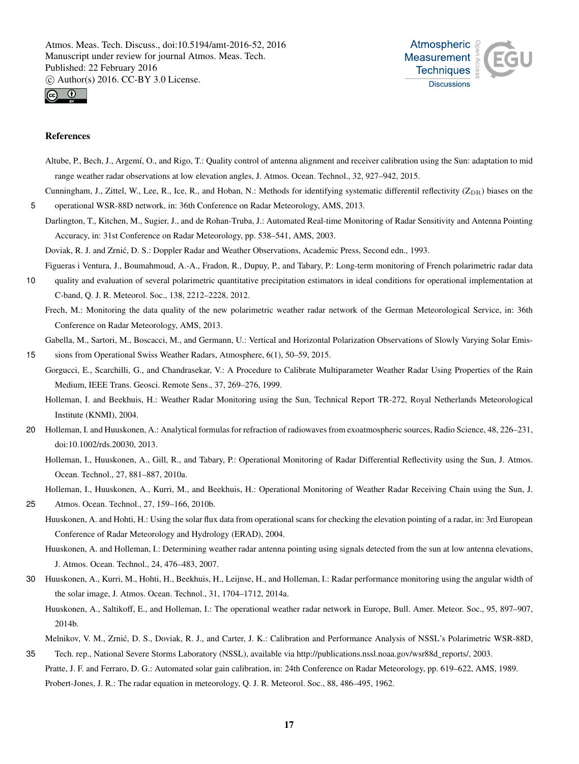## References

Altube, P., Bech, J., Argemí, O., and Rigo, T.: Quality control of antenna alignment and receiver calibration using the Sun: adaptation to mid range weather radar observations at low elevation angles, J. Atmos. Ocean. Technol., 32, 927–942, 2015.

Cunningham, J., Zittel, W., Lee, R., Ice, R., and Hoban, N.: Methods for identifying systematic differentil reflectivity ($Z_{DR}$) biases on the operational WSR-88D network, in: 36th Conference on Radar Meteorology, AMS, 2013.

Darlington, T., Kitchen, M., Sugier, J., and de Rohan-Truba, J.: Automated Real-time Monitoring of Radar Sensitivity and Antenna Pointing Accuracy, in: 31st Conference on Radar Meteorology, pp. 538–541, AMS, 2003.

Doviak, R. J. and Zrnić, D. S.: Doppler Radar and Weather Observations, Academic Press, Second edn., 1993.

Figueras i Ventura, J., Boumahmoud, A.-A., Fradon, R., Dupuy, P., and Tabary, P.: Long-term monitoring of French polarimetric radar data quality and evaluation of several polarimetric quantitative precipitation estimators in ideal conditions for operational implementation at C-band, Q. J. R. Meteorol. Soc., 138, 2212–2228, 2012.

Frech, M.: Monitoring the data quality of the new polarimetric weather radar network of the German Meteorological Service, in: 36th Conference on Radar Meteorology, AMS, 2013.

Gabella, M., Sartori, M., Boscacci, M., and Germann, U.: Vertical and Horizontal Polarization Observations of Slowly Varying Solar Emissions from Operational Swiss Weather Radars, Atmosphere, 6(1), 50–59, 2015.

Gorgucci, E., Scarchilli, G., and Chandrasekar, V.: A Procedure to Calibrate Multiparameter Weather Radar Using Properties of the Rain Medium, IEEE Trans. Geosci. Remote Sens., 37, 269–276, 1999.

Holleman, I. and Beekhuis, H.: Weather Radar Monitoring using the Sun, Technical Report TR-272, Royal Netherlands Meteorological Institute (KNMI), 2004.

Holleman, I. and Huuskonen, A.: Analytical formulas for refraction of radiowaves from exoatmospheric sources, Radio Science, 48, 226–231, doi:10.1002/rds.20030, 2013.

Holleman, I., Huuskonen, A., Gill, R., and Tabary, P.: Operational Monitoring of Radar Differential Reflectivity using the Sun, J. Atmos. Ocean. Technol., 27, 881–887, 2010a.

Holleman, I., Huuskonen, A., Kurri, M., and Beekhuis, H.: Operational Monitoring of Weather Radar Receiving Chain using the Sun, J. Atmos. Ocean. Technol., 27, 159–166, 2010b.

Huuskonen, A. and Hohti, H.: Using the solar flux data from operational scans for checking the elevation pointing of a radar, in: 3rd European Conference of Radar Meteorology and Hydrology (ERAD), 2004.

Huuskonen, A. and Holleman, I.: Determining weather radar antenna pointing using signals detected from the sun at low antenna elevations, J. Atmos. Ocean. Technol., 24, 476–483, 2007.

Huuskonen, A., Kurri, M., Hohti, H., Beekhuis, H., Leijnse, H., and Holleman, I.: Radar performance monitoring using the angular width of the solar image, J. Atmos. Ocean. Technol., 31, 1704–1712, 2014a.

Huuskonen, A., Saltikoff, E., and Holleman, I.: The operational weather radar network in Europe, Bull. Amer. Meteor. Soc., 95, 897–907, 2014b.

Melnikov, V. M., Zrnić, D. S., Doviak, R. J., and Carter, J. K.: Calibration and Performance Analysis of NSSL's Polarimetric WSR-88D, Tech. rep., National Severe Storms Laboratory (NSSL), available via http://publications.nssl.noaa.gov/wsr88d_reports/, 2003.

Pratte, J. F. and Ferraro, D. G.: Automated solar gain calibration, in: 24th Conference on Radar Meteorology, pp. 619–622, AMS, 1989.

Probert-Jones, J. R.: The radar equation in meteorology, Q. J. R. Meteorol. Soc., 88, 486–495, 1962.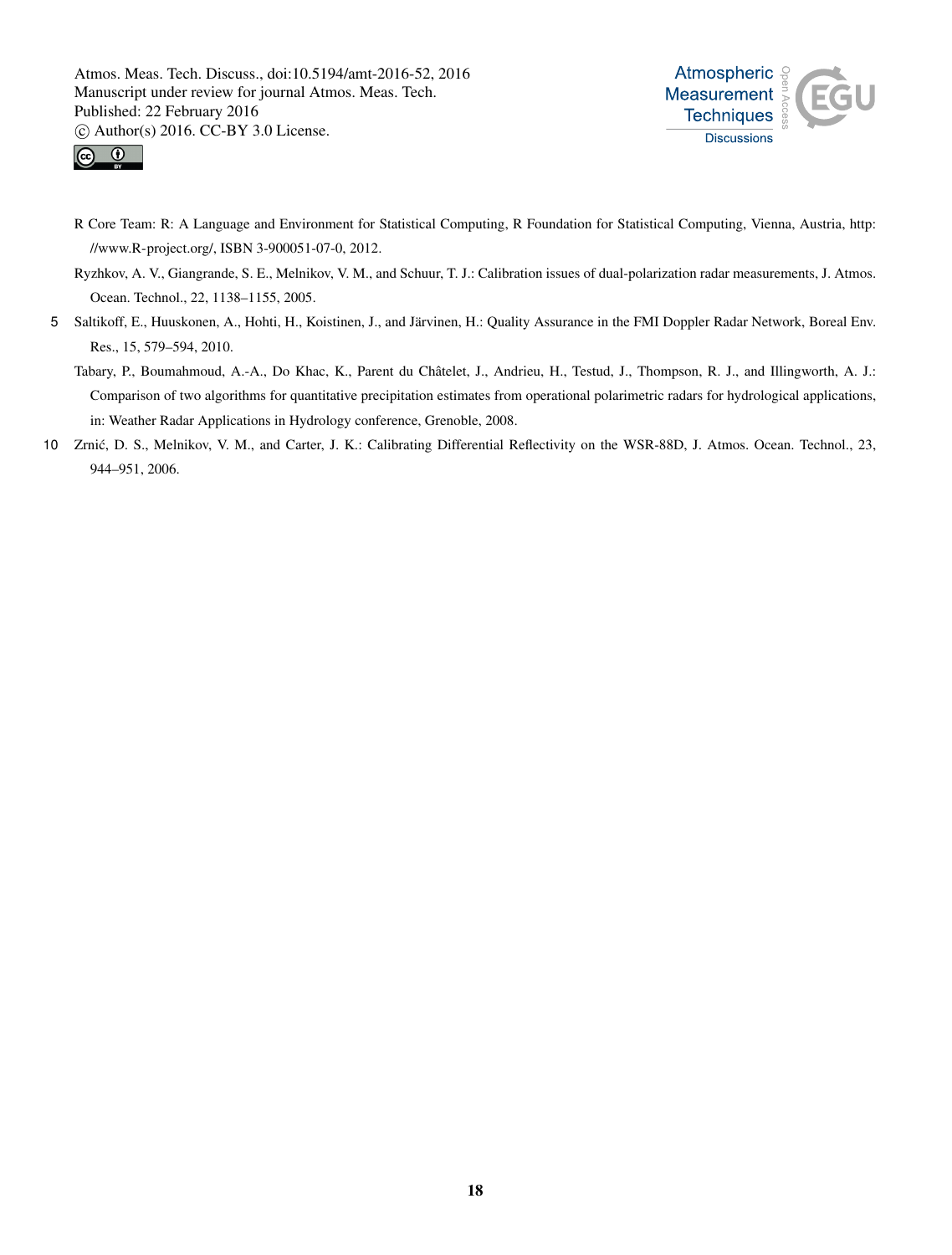R Core Team: R: A Language and Environment for Statistical Computing, R Foundation for Statistical Computing, Vienna, Austria, http://www.R-project.org/, ISBN 3-900051-07-0, 2012.

Ryzhkov, A. V., Giangrande, S. E., Melnikov, V. M., and Schuur, T. J.: Calibration issues of dual-polarization radar measurements, J. Atmos. Ocean. Technol., 22, 1138–1155, 2005.

Saltikoff, E., Huuskonen, A., Hohti, H., Koistinen, J., and Järvinen, H.: Quality Assurance in the FMI Doppler Radar Network, Boreal Env. Res., 15, 579–594, 2010.

Tabary, P., Boumahmoud, A.-A., Do Khac, K., Parent du Châtelet, J., Andrieu, H., Testud, J., Thompson, R. J., and Illingworth, A. J.: Comparison of two algorithms for quantitative precipitation estimates from operational polarimetric radars for hydrological applications, in: Weather Radar Applications in Hydrology conference, Grenoble, 2008.

Zrnić, D. S., Melnikov, V. M., and Carter, J. K.: Calibrating Differential Reflectivity on the WSR-88D, J. Atmos. Ocean. Technol., 23, 944–951, 2006.